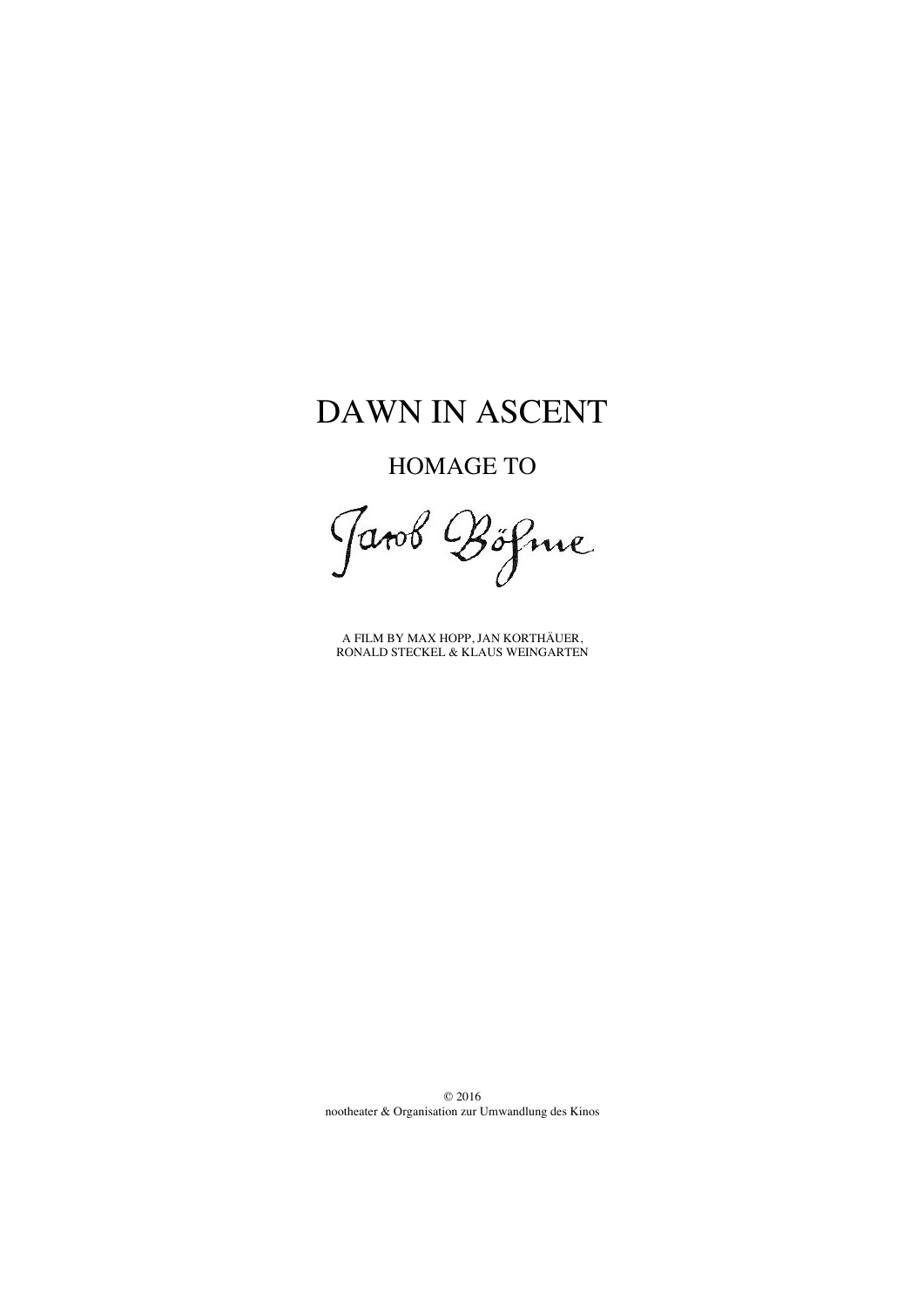# DAWN IN ASCENT

## HOMAGE TO

Jacob Böhme

A FILM BY MAX HOPP, JAN KORTHÄUER, RONALD STECKEL & KLAUS WEINGARTEN

© 2016
nootheater & Organisation zur Umwandlung des Kinos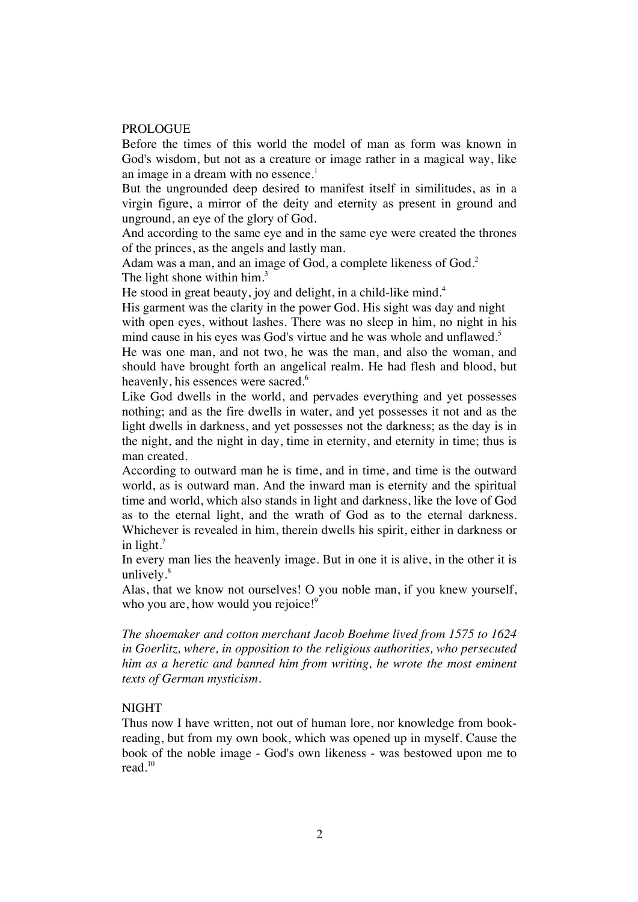## PROLOGUE

Before the times of this world the model of man as form was known in God's wisdom, but not as a creature or image rather in a magical way, like an image in a dream with no essence.[1]

But the ungrounded deep desired to manifest itself in similitudes, as in a virgin figure, a mirror of the deity and eternity as present in ground and unground, an eye of the glory of God.

And according to the same eye and in the same eye were created the thrones of the princes, as the angels and lastly man.

Adam was a man, and an image of God, a complete likeness of God.[2]

The light shone within him.[3]

He stood in great beauty, joy and delight, in a child-like mind.[4]

His garment was the clarity in the power God. His sight was day and night with open eyes, without lashes. There was no sleep in him, no night in his mind cause in his eyes was God's virtue and he was whole and unflawed.[5]

He was one man, and not two, he was the man, and also the woman, and should have brought forth an angelical realm. He had flesh and blood, but heavenly, his essences were sacred.[6]

Like God dwells in the world, and pervades everything and yet possesses nothing; and as the fire dwells in water, and yet possesses it not and as the light dwells in darkness, and yet possesses not the darkness; as the day is in the night, and the night in day, time in eternity, and eternity in time; thus is man created.

According to outward man he is time, and in time, and time is the outward world, as is outward man. And the inward man is eternity and the spiritual time and world, which also stands in light and darkness, like the love of God as to the eternal light, and the wrath of God as to the eternal darkness. Whichever is revealed in him, therein dwells his spirit, either in darkness or in light.[7]

In every man lies the heavenly image. But in one it is alive, in the other it is unlively.[8]

Alas, that we know not ourselves! O you noble man, if you knew yourself, who you are, how would you rejoice![9]

*The shoemaker and cotton merchant Jacob Boehme lived from 1575 to 1624 in Goerlitz, where, in opposition to the religious authorities, who persecuted him as a heretic and banned him from writing, he wrote the most eminent texts of German mysticism.*

## NIGHT

Thus now I have written, not out of human lore, nor knowledge from book-reading, but from my own book, which was opened up in myself. Cause the book of the noble image - God's own likeness - was bestowed upon me to read.[10]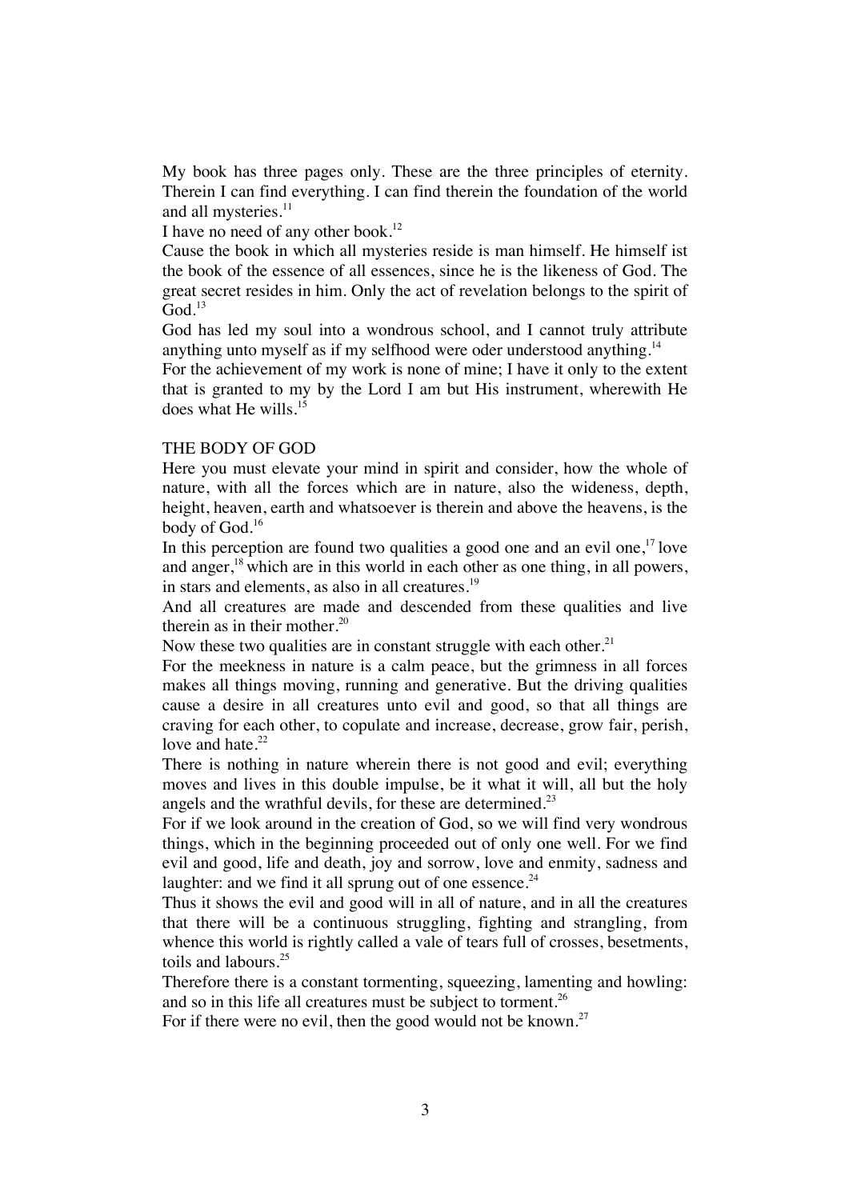My book has three pages only. These are the three principles of eternity. Therein I can find everything. I can find therein the foundation of the world and all mysteries.[11]

I have no need of any other book.[12]

Cause the book in which all mysteries reside is man himself. He himself ist the book of the essence of all essences, since he is the likeness of God. The great secret resides in him. Only the act of revelation belongs to the spirit of God.[13]

God has led my soul into a wondrous school, and I cannot truly attribute anything unto myself as if my selfhood were oder understood anything.[14]

For the achievement of my work is none of mine; I have it only to the extent that is granted to my by the Lord I am but His instrument, wherewith He does what He wills.[15]

## THE BODY OF GOD

Here you must elevate your mind in spirit and consider, how the whole of nature, with all the forces which are in nature, also the wideness, depth, height, heaven, earth and whatsoever is therein and above the heavens, is the body of God.[16]

In this perception are found two qualities a good one and an evil one,[17] love and anger,[18] which are in this world in each other as one thing, in all powers, in stars and elements, as also in all creatures.[19]

And all creatures are made and descended from these qualities and live therein as in their mother.[20]

Now these two qualities are in constant struggle with each other.[21]

For the meekness in nature is a calm peace, but the grimness in all forces makes all things moving, running and generative. But the driving qualities cause a desire in all creatures unto evil and good, so that all things are craving for each other, to copulate and increase, decrease, grow fair, perish, love and hate.[22]

There is nothing in nature wherein there is not good and evil; everything moves and lives in this double impulse, be it what it will, all but the holy angels and the wrathful devils, for these are determined.[23]

For if we look around in the creation of God, so we will find very wondrous things, which in the beginning proceeded out of only one well. For we find evil and good, life and death, joy and sorrow, love and enmity, sadness and laughter: and we find it all sprung out of one essence.[24]

Thus it shows the evil and good will in all of nature, and in all the creatures that there will be a continuous struggling, fighting and strangling, from whence this world is rightly called a vale of tears full of crosses, besetments, toils and labours.[25]

Therefore there is a constant tormenting, squeezing, lamenting and howling: and so in this life all creatures must be subject to torment.[26]

For if there were no evil, then the good would not be known.[27]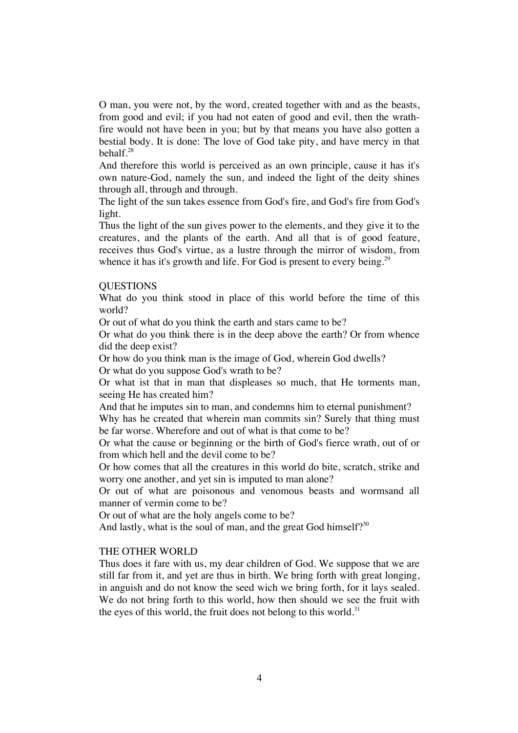O man, you were not, by the word, created together with and as the beasts, from good and evil; if you had not eaten of good and evil, then the wrath-fire would not have been in you; but by that means you have also gotten a bestial body. It is done: The love of God take pity, and have mercy in that behalf.[28]

And therefore this world is perceived as an own principle, cause it has it's own nature-God, namely the sun, and indeed the light of the deity shines through all, through and through.

The light of the sun takes essence from God's fire, and God's fire from God's light.

Thus the light of the sun gives power to the elements, and they give it to the creatures, and the plants of the earth. And all that is of good feature, receives thus God's virtue, as a lustre through the mirror of wisdom, from whence it has it's growth and life. For God is present to every being.[29]

## QUESTIONS

What do you think stood in place of this world before the time of this world?

Or out of what do you think the earth and stars came to be?

Or what do you think there is in the deep above the earth? Or from whence did the deep exist?

Or how do you think man is the image of God, wherein God dwells?

Or what do you suppose God's wrath to be?

Or what ist that in man that displeases so much, that He torments man, seeing He has created him?

And that he imputes sin to man, and condemns him to eternal punishment?

Why has he created that wherein man commits sin? Surely that thing must be far worse. Wherefore and out of what is that come to be?

Or what the cause or beginning or the birth of God's fierce wrath, out of or from which hell and the devil come to be?

Or how comes that all the creatures in this world do bite, scratch, strike and worry one another, and yet sin is imputed to man alone?

Or out of what are poisonous and venomous beasts and wormsand all manner of vermin come to be?

Or out of what are the holy angels come to be?

And lastly, what is the soul of man, and the great God himself?[30]

## THE OTHER WORLD

Thus does it fare with us, my dear children of God. We suppose that we are still far from it, and yet are thus in birth. We bring forth with great longing, in anguish and do not know the seed wich we bring forth, for it lays sealed. We do not bring forth to this world, how then should we see the fruit with the eyes of this world, the fruit does not belong to this world.[31]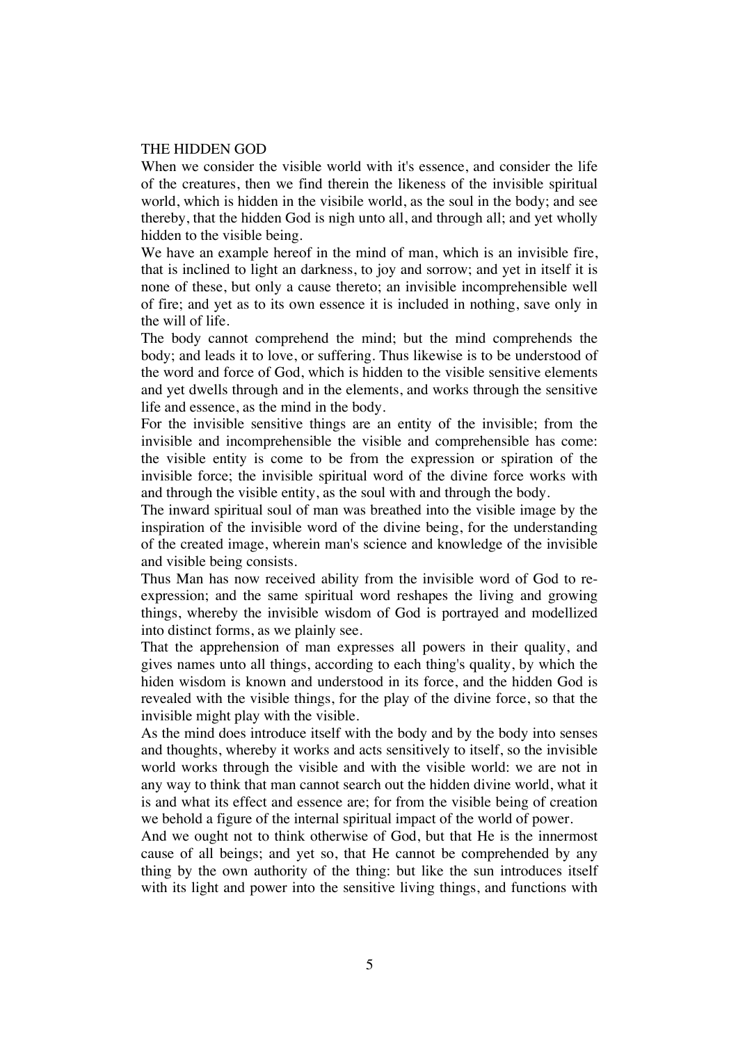# THE HIDDEN GOD

When we consider the visible world with it's essence, and consider the life of the creatures, then we find therein the likeness of the invisible spiritual world, which is hidden in the visibile world, as the soul in the body; and see thereby, that the hidden God is nigh unto all, and through all; and yet wholly hidden to the visible being.

We have an example hereof in the mind of man, which is an invisible fire, that is inclined to light an darkness, to joy and sorrow; and yet in itself it is none of these, but only a cause thereto; an invisible incomprehensible well of fire; and yet as to its own essence it is included in nothing, save only in the will of life.

The body cannot comprehend the mind; but the mind comprehends the body; and leads it to love, or suffering. Thus likewise is to be understood of the word and force of God, which is hidden to the visible sensitive elements and yet dwells through and in the elements, and works through the sensitive life and essence, as the mind in the body.

For the invisible sensitive things are an entity of the invisible; from the invisible and incomprehensible the visible and comprehensible has come: the visible entity is come to be from the expression or spiration of the invisible force; the invisible spiritual word of the divine force works with and through the visible entity, as the soul with and through the body.

The inward spiritual soul of man was breathed into the visible image by the inspiration of the invisible word of the divine being, for the understanding of the created image, wherein man's science and knowledge of the invisible and visible being consists.

Thus Man has now received ability from the invisible word of God to re-expression; and the same spiritual word reshapes the living and growing things, whereby the invisible wisdom of God is portrayed and modellized into distinct forms, as we plainly see.

That the apprehension of man expresses all powers in their quality, and gives names unto all things, according to each thing's quality, by which the hiden wisdom is known and understood in its force, and the hidden God is revealed with the visible things, for the play of the divine force, so that the invisible might play with the visible.

As the mind does introduce itself with the body and by the body into senses and thoughts, whereby it works and acts sensitively to itself, so the invisible world works through the visible and with the visible world: we are not in any way to think that man cannot search out the hidden divine world, what it is and what its effect and essence are; for from the visible being of creation we behold a figure of the internal spiritual impact of the world of power.

And we ought not to think otherwise of God, but that He is the innermost cause of all beings; and yet so, that He cannot be comprehended by any thing by the own authority of the thing: but like the sun introduces itself with its light and power into the sensitive living things, and functions with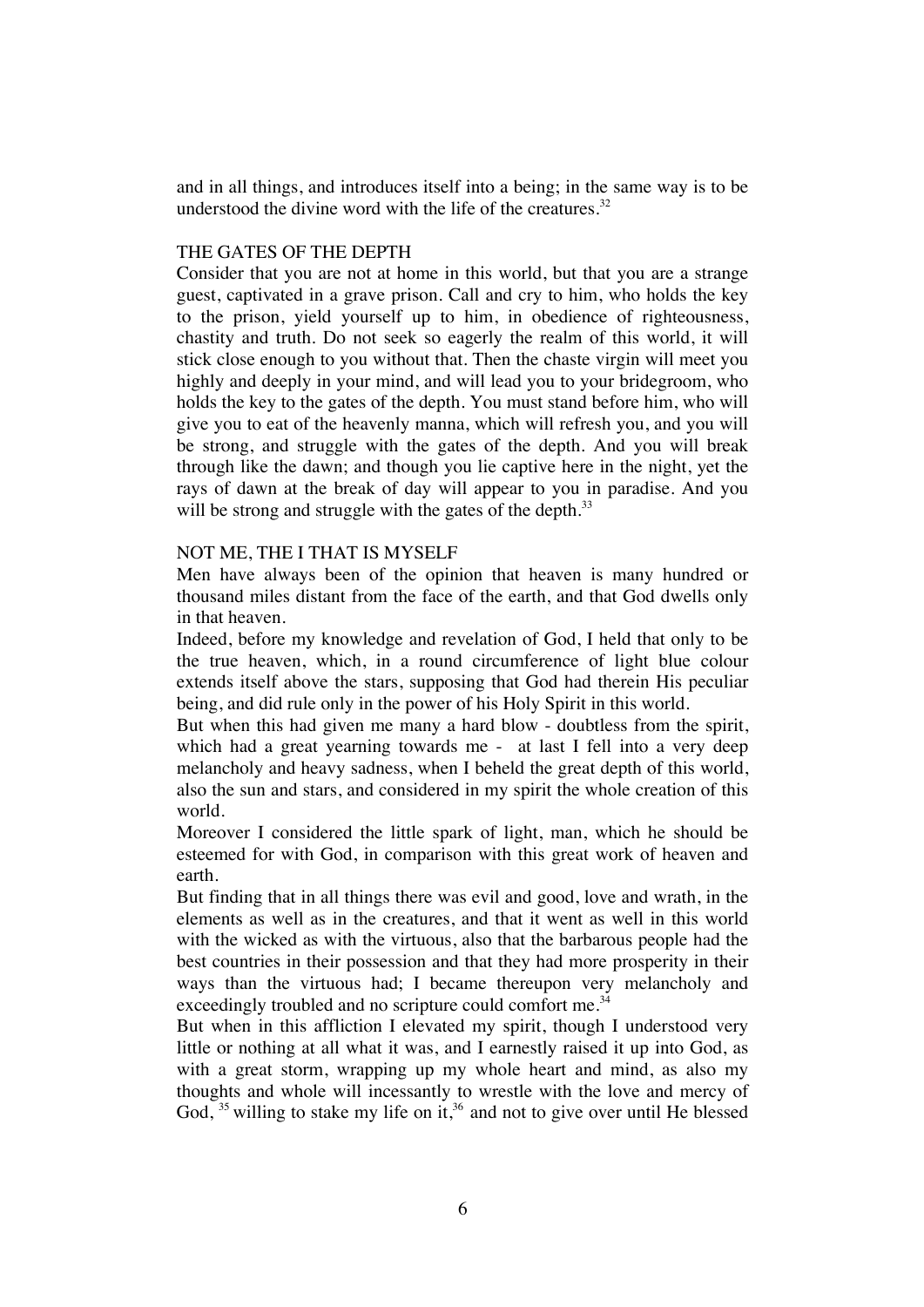and in all things, and introduces itself into a being; in the same way is to be understood the divine word with the life of the creatures.[32]

## THE GATES OF THE DEPTH

Consider that you are not at home in this world, but that you are a strange guest, captivated in a grave prison. Call and cry to him, who holds the key to the prison, yield yourself up to him, in obedience of righteousness, chastity and truth. Do not seek so eagerly the realm of this world, it will stick close enough to you without that. Then the chaste virgin will meet you highly and deeply in your mind, and will lead you to your bridegroom, who holds the key to the gates of the depth. You must stand before him, who will give you to eat of the heavenly manna, which will refresh you, and you will be strong, and struggle with the gates of the depth. And you will break through like the dawn; and though you lie captive here in the night, yet the rays of dawn at the break of day will appear to you in paradise. And you will be strong and struggle with the gates of the depth.[33]

## NOT ME, THE I THAT IS MYSELF

Men have always been of the opinion that heaven is many hundred or thousand miles distant from the face of the earth, and that God dwells only in that heaven.

Indeed, before my knowledge and revelation of God, I held that only to be the true heaven, which, in a round circumference of light blue colour extends itself above the stars, supposing that God had therein His peculiar being, and did rule only in the power of his Holy Spirit in this world.

But when this had given me many a hard blow - doubtless from the spirit, which had a great yearning towards me - at last I fell into a very deep melancholy and heavy sadness, when I beheld the great depth of this world, also the sun and stars, and considered in my spirit the whole creation of this world.

Moreover I considered the little spark of light, man, which he should be esteemed for with God, in comparison with this great work of heaven and earth.

But finding that in all things there was evil and good, love and wrath, in the elements as well as in the creatures, and that it went as well in this world with the wicked as with the virtuous, also that the barbarous people had the best countries in their possession and that they had more prosperity in their ways than the virtuous had; I became thereupon very melancholy and exceedingly troubled and no scripture could comfort me.[34]

But when in this affliction I elevated my spirit, though I understood very little or nothing at all what it was, and I earnestly raised it up into God, as with a great storm, wrapping up my whole heart and mind, as also my thoughts and whole will incessantly to wrestle with the love and mercy of God, [35] willing to stake my life on it,[36] and not to give over until He blessed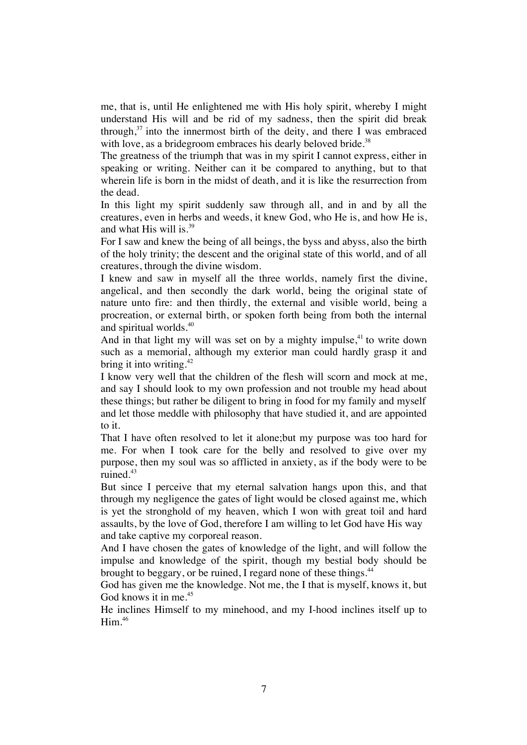me, that is, until He enlightened me with His holy spirit, whereby I might understand His will and be rid of my sadness, then the spirit did break through,[37] into the innermost birth of the deity, and there I was embraced with love, as a bridegroom embraces his dearly beloved bride.[38]

The greatness of the triumph that was in my spirit I cannot express, either in speaking or writing. Neither can it be compared to anything, but to that wherein life is born in the midst of death, and it is like the resurrection from the dead.

In this light my spirit suddenly saw through all, and in and by all the creatures, even in herbs and weeds, it knew God, who He is, and how He is, and what His will is.[39]

For I saw and knew the being of all beings, the byss and abyss, also the birth of the holy trinity; the descent and the original state of this world, and of all creatures, through the divine wisdom.

I knew and saw in myself all the three worlds, namely first the divine, angelical, and then secondly the dark world, being the original state of nature unto fire: and then thirdly, the external and visible world, being a procreation, or external birth, or spoken forth being from both the internal and spiritual worlds.[40]

And in that light my will was set on by a mighty impulse,[41] to write down such as a memorial, although my exterior man could hardly grasp it and bring it into writing.[42]

I know very well that the children of the flesh will scorn and mock at me, and say I should look to my own profession and not trouble my head about these things; but rather be diligent to bring in food for my family and myself and let those meddle with philosophy that have studied it, and are appointed to it.

That I have often resolved to let it alone;but my purpose was too hard for me. For when I took care for the belly and resolved to give over my purpose, then my soul was so afflicted in anxiety, as if the body were to be ruined.[43]

But since I perceive that my eternal salvation hangs upon this, and that through my negligence the gates of light would be closed against me, which is yet the stronghold of my heaven, which I won with great toil and hard assaults, by the love of God, therefore I am willing to let God have His way and take captive my corporeal reason.

And I have chosen the gates of knowledge of the light, and will follow the impulse and knowledge of the spirit, though my bestial body should be brought to beggary, or be ruined, I regard none of these things.[44]

God has given me the knowledge. Not me, the I that is myself, knows it, but God knows it in me.[45]

He inclines Himself to my minehood, and my I-hood inclines itself up to Him.[46]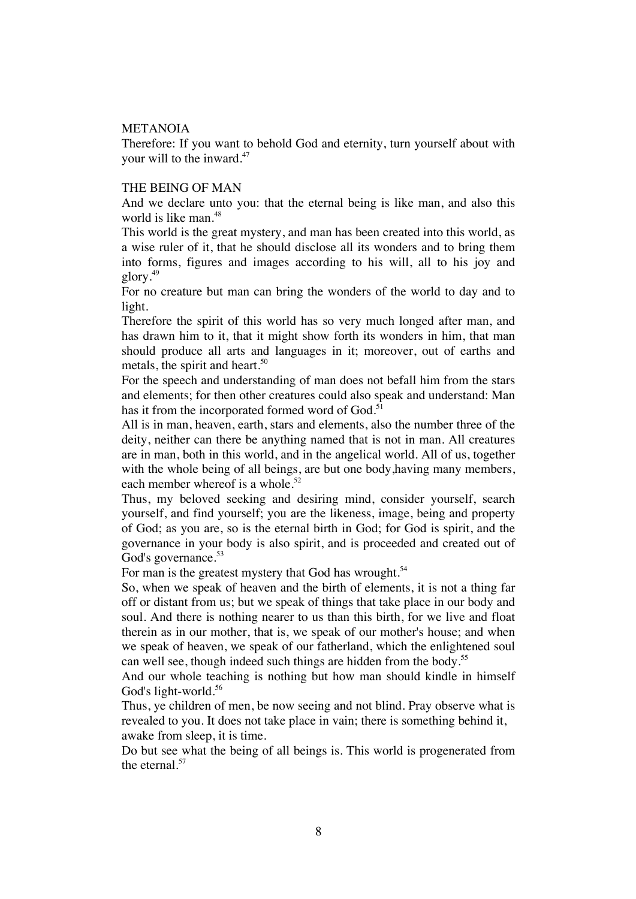## METANOIA

Therefore: If you want to behold God and eternity, turn yourself about with your will to the inward.[47]

## THE BEING OF MAN

And we declare unto you: that the eternal being is like man, and also this world is like man.[48]

This world is the great mystery, and man has been created into this world, as a wise ruler of it, that he should disclose all its wonders and to bring them into forms, figures and images according to his will, all to his joy and glory.[49]

For no creature but man can bring the wonders of the world to day and to light.

Therefore the spirit of this world has so very much longed after man, and has drawn him to it, that it might show forth its wonders in him, that man should produce all arts and languages in it; moreover, out of earths and metals, the spirit and heart.[50]

For the speech and understanding of man does not befall him from the stars and elements; for then other creatures could also speak and understand: Man has it from the incorporated formed word of God.[51]

All is in man, heaven, earth, stars and elements, also the number three of the deity, neither can there be anything named that is not in man. All creatures are in man, both in this world, and in the angelical world. All of us, together with the whole being of all beings, are but one body,having many members, each member whereof is a whole.[52]

Thus, my beloved seeking and desiring mind, consider yourself, search yourself, and find yourself; you are the likeness, image, being and property of God; as you are, so is the eternal birth in God; for God is spirit, and the governance in your body is also spirit, and is proceeded and created out of God's governance.[53]

For man is the greatest mystery that God has wrought.[54]

So, when we speak of heaven and the birth of elements, it is not a thing far off or distant from us; but we speak of things that take place in our body and soul. And there is nothing nearer to us than this birth, for we live and float therein as in our mother, that is, we speak of our mother's house; and when we speak of heaven, we speak of our fatherland, which the enlightened soul can well see, though indeed such things are hidden from the body.[55]

And our whole teaching is nothing but how man should kindle in himself God's light-world.[56]

Thus, ye children of men, be now seeing and not blind. Pray observe what is revealed to you. It does not take place in vain; there is something behind it, awake from sleep, it is time.

Do but see what the being of all beings is. This world is progenerated from the eternal.[57]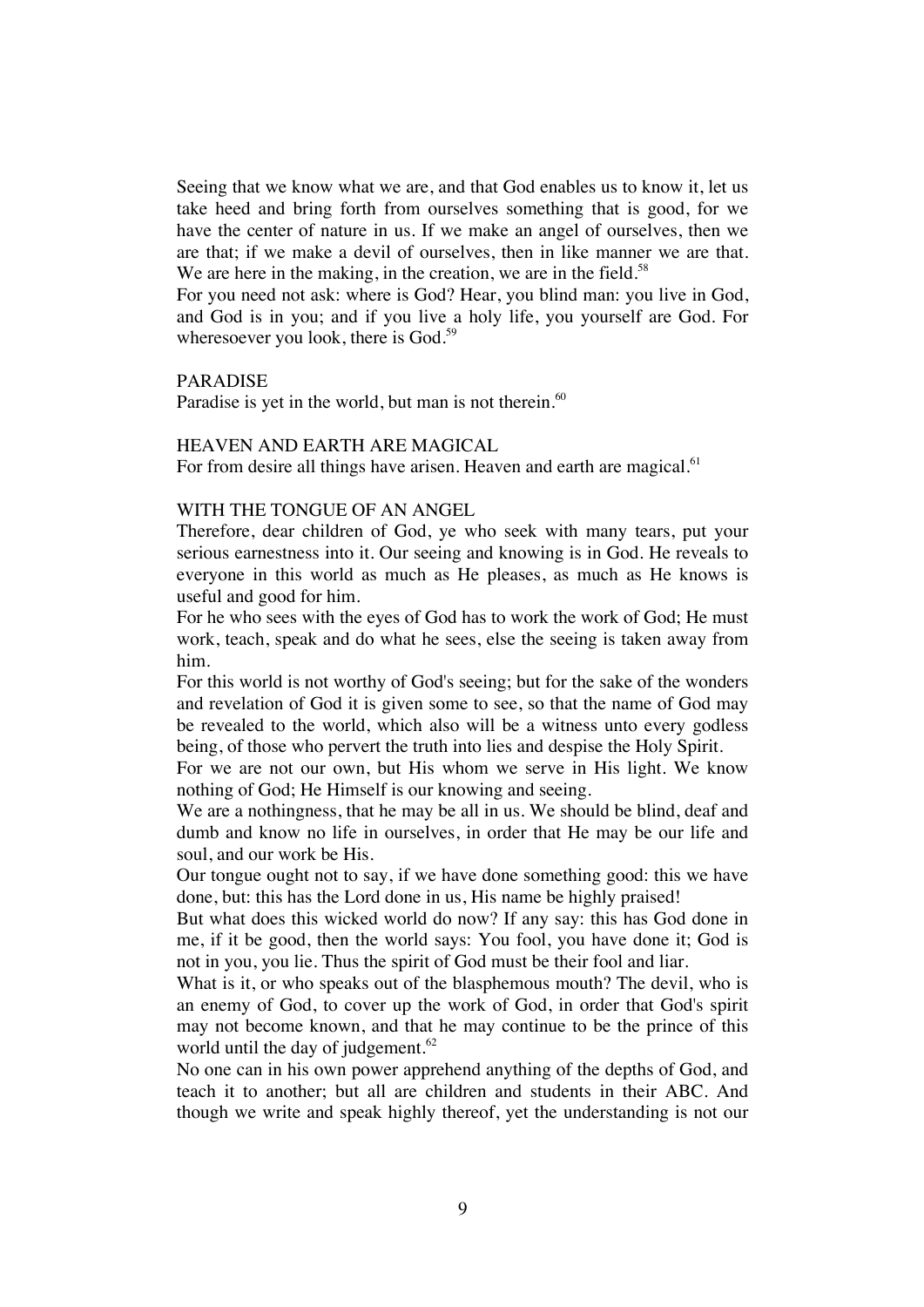Seeing that we know what we are, and that God enables us to know it, let us take heed and bring forth from ourselves something that is good, for we have the center of nature in us. If we make an angel of ourselves, then we are that; if we make a devil of ourselves, then in like manner we are that. We are here in the making, in the creation, we are in the field.[58]

For you need not ask: where is God? Hear, you blind man: you live in God, and God is in you; and if you live a holy life, you yourself are God. For wheresoever you look, there is God.[59]

## PARADISE

Paradise is yet in the world, but man is not therein.[60]

## HEAVEN AND EARTH ARE MAGICAL

For from desire all things have arisen. Heaven and earth are magical.[61]

## WITH THE TONGUE OF AN ANGEL

Therefore, dear children of God, ye who seek with many tears, put your serious earnestness into it. Our seeing and knowing is in God. He reveals to everyone in this world as much as He pleases, as much as He knows is useful and good for him.

For he who sees with the eyes of God has to work the work of God; He must work, teach, speak and do what he sees, else the seeing is taken away from him.

For this world is not worthy of God's seeing; but for the sake of the wonders and revelation of God it is given some to see, so that the name of God may be revealed to the world, which also will be a witness unto every godless being, of those who pervert the truth into lies and despise the Holy Spirit.

For we are not our own, but His whom we serve in His light. We know nothing of God; He Himself is our knowing and seeing.

We are a nothingness, that he may be all in us. We should be blind, deaf and dumb and know no life in ourselves, in order that He may be our life and soul, and our work be His.

Our tongue ought not to say, if we have done something good: this we have done, but: this has the Lord done in us, His name be highly praised!

But what does this wicked world do now? If any say: this has God done in me, if it be good, then the world says: You fool, you have done it; God is not in you, you lie. Thus the spirit of God must be their fool and liar.

What is it, or who speaks out of the blasphemous mouth? The devil, who is an enemy of God, to cover up the work of God, in order that God's spirit may not become known, and that he may continue to be the prince of this world until the day of judgement.[62]

No one can in his own power apprehend anything of the depths of God, and teach it to another; but all are children and students in their ABC. And though we write and speak highly thereof, yet the understanding is not our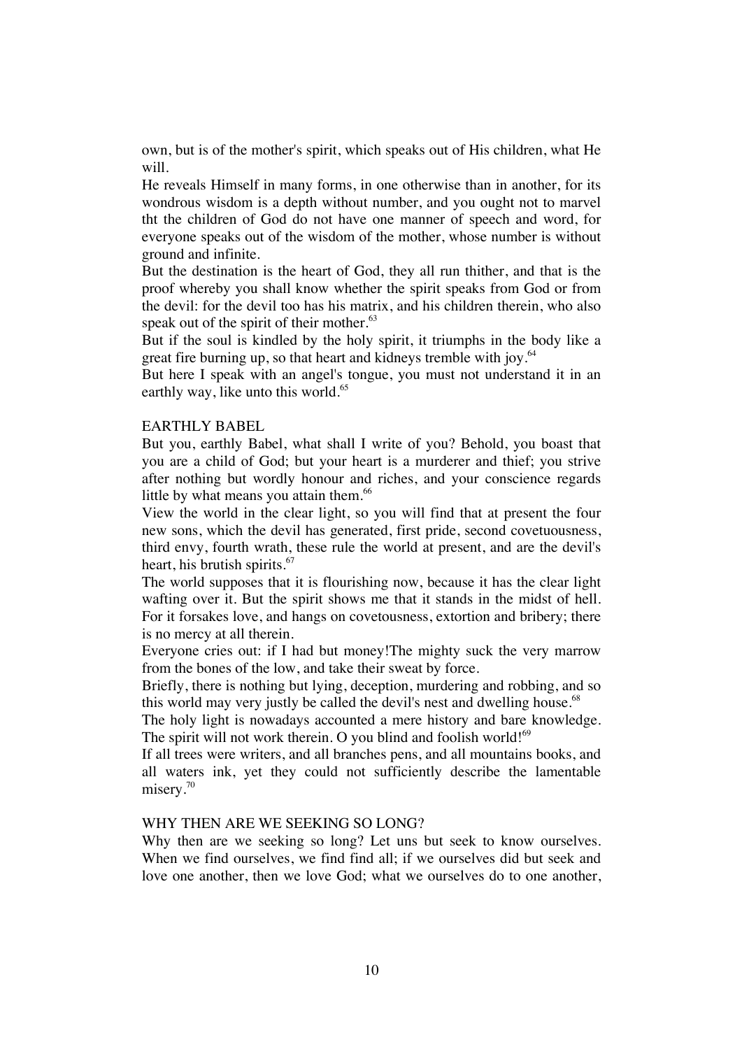own, but is of the mother's spirit, which speaks out of His children, what He will.

He reveals Himself in many forms, in one otherwise than in another, for its wondrous wisdom is a depth without number, and you ought not to marvel tht the children of God do not have one manner of speech and word, for everyone speaks out of the wisdom of the mother, whose number is without ground and infinite.

But the destination is the heart of God, they all run thither, and that is the proof whereby you shall know whether the spirit speaks from God or from the devil: for the devil too has his matrix, and his children therein, who also speak out of the spirit of their mother.[63]

But if the soul is kindled by the holy spirit, it triumphs in the body like a great fire burning up, so that heart and kidneys tremble with joy.[64]

But here I speak with an angel's tongue, you must not understand it in an earthly way, like unto this world.[65]

## EARTHLY BABEL

But you, earthly Babel, what shall I write of you? Behold, you boast that you are a child of God; but your heart is a murderer and thief; you strive after nothing but wordly honour and riches, and your conscience regards little by what means you attain them.[66]

View the world in the clear light, so you will find that at present the four new sons, which the devil has generated, first pride, second covetuousness, third envy, fourth wrath, these rule the world at present, and are the devil's heart, his brutish spirits.[67]

The world supposes that it is flourishing now, because it has the clear light wafting over it. But the spirit shows me that it stands in the midst of hell. For it forsakes love, and hangs on covetousness, extortion and bribery; there is no mercy at all therein.

Everyone cries out: if I had but money!The mighty suck the very marrow from the bones of the low, and take their sweat by force.

Briefly, there is nothing but lying, deception, murdering and robbing, and so this world may very justly be called the devil's nest and dwelling house.[68]

The holy light is nowadays accounted a mere history and bare knowledge. The spirit will not work therein. O you blind and foolish world![69]

If all trees were writers, and all branches pens, and all mountains books, and all waters ink, yet they could not sufficiently describe the lamentable misery.[70]

## WHY THEN ARE WE SEEKING SO LONG?

Why then are we seeking so long? Let uns but seek to know ourselves. When we find ourselves, we find find all; if we ourselves did but seek and love one another, then we love God; what we ourselves do to one another,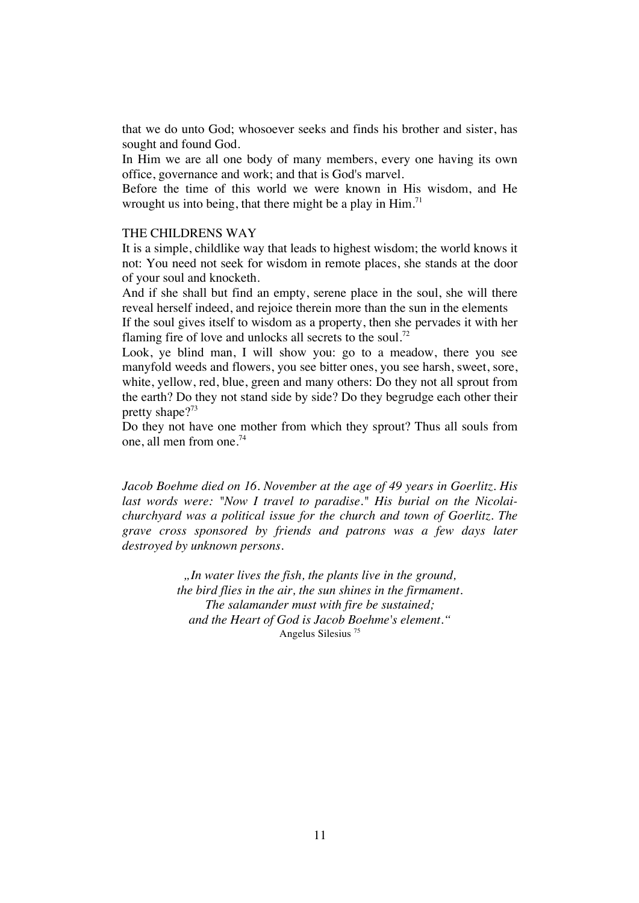that we do unto God; whosoever seeks and finds his brother and sister, has sought and found God.

In Him we are all one body of many members, every one having its own office, governance and work; and that is God's marvel.

Before the time of this world we were known in His wisdom, and He wrought us into being, that there might be a play in Him.[71]

## THE CHILDRENS WAY

It is a simple, childlike way that leads to highest wisdom; the world knows it not: You need not seek for wisdom in remote places, she stands at the door of your soul and knocketh.

And if she shall but find an empty, serene place in the soul, she will there reveal herself indeed, and rejoice therein more than the sun in the elements

If the soul gives itself to wisdom as a property, then she pervades it with her flaming fire of love and unlocks all secrets to the soul.[72]

Look, ye blind man, I will show you: go to a meadow, there you see manyfold weeds and flowers, you see bitter ones, you see harsh, sweet, sore, white, yellow, red, blue, green and many others: Do they not all sprout from the earth? Do they not stand side by side? Do they begrudge each other their pretty shape?[73]

Do they not have one mother from which they sprout? Thus all souls from one, all men from one.[74]

*Jacob Boehme died on 16. November at the age of 49 years in Goerlitz. His last words were: "Now I travel to paradise." His burial on the Nicolai-churchyard was a political issue for the church and town of Goerlitz. The grave cross sponsored by friends and patrons was a few days later destroyed by unknown persons.*

*„In water lives the fish, the plants live in the ground,*
*the bird flies in the air, the sun shines in the firmament.*
*The salamander must with fire be sustained;*
*and the Heart of God is Jacob Boehme's element."*
Angelus Silesius [75]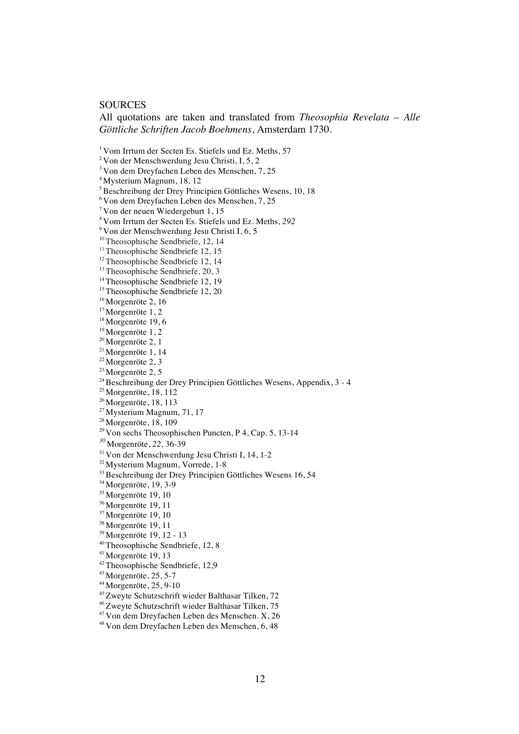## SOURCES

All quotations are taken and translated from *Theosophia Revelata – Alle Göttliche Schriften Jacob Boehmens*, Amsterdam 1730.

[1] Vom Irrtum der Secten Es. Stiefels und Ez. Meths, 57
[2] Von der Menschwerdung Jesu Christi, I, 5, 2
[3] Von dem Dreyfachen Leben des Menschen, 7, 25
[4] Mysterium Magnum, 18, 12
[5] Beschreibung der Drey Principien Göttliches Wesens, 10, 18
[6] Von dem Dreyfachen Leben des Menschen, 7, 25
[7] Von der neuen Wiedergeburt 1, 15
[8] Vom Irrtum der Secten Es. Stiefels und Ez. Meths, *292*
[9] Von der Menschwerdung Jesu Christi I, 6, 5
[10] Theosophische Sendbriefe, 12, 14
[11] Theosophische Sendbriefe 12, 15
[12] Theosophische Sendbriefe 12, 14
[13] Theosophische Sendbriefe, 20, 3
[14] Theosophische Sendbriefe 12, 19
[15] Theosophische Sendbriefe 12, 20
[16] Morgenröte 2, 16
[17] Morgenröte 1, 2
[18] Morgenröte 19, 6
[19] Morgenröte 1, 2
[20] Morgenröte 2, 1
[21] Morgenröte 1, 14
[22] Morgenröte 2, 3
[23] Morgenröte 2, 5
[24] Beschreibung der Drey Principien Göttliches Wesens, Appendix, 3 - 4
[25] Morgenröte, 18, 112
[26] Morgenröte, 18, 113
[27] Mysterium Magnum, 71, 17
[28] Morgenröte, 18, 109
[29] Von sechs Theosophischen Puncten, P 4, Cap. 5, 13-14
[30] Morgenröte, *22,* 36-39
[31] Von der Menschwerdung Jesu Christi I, 14, 1-2
[32] Mysterium Magnum, Vorrede, 1-8
[33] Beschreibung der Drey Principien Göttliches Wesens 16, 54
[34] Morgenröte, 19, 3-9
[35] Morgenröte 19, 10
[36] Morgenröte 19, 11
[37] Morgenröte 19, 10
[38] Morgenröte 19, 11
[39] Morgenröte 19, 12 - 13
[40] Theosophische Sendbriefe, 12, 8
[41] Morgenröte 19, 13
[42] Theosophische Sendbriefe, 12,9
[43] Morgenröte, 25, 5-7
[44] Morgenröte, 25, 9-10
[45] Zweyte Schutzschrift wieder Balthasar Tilken, 72
[46] Zweyte Schutzschrift wieder Balthasar Tilken, 75
[47] Von dem Dreyfachen Leben des Menschen. X, 26
[48] Von dem Dreyfachen Leben des Menschen, 6, 48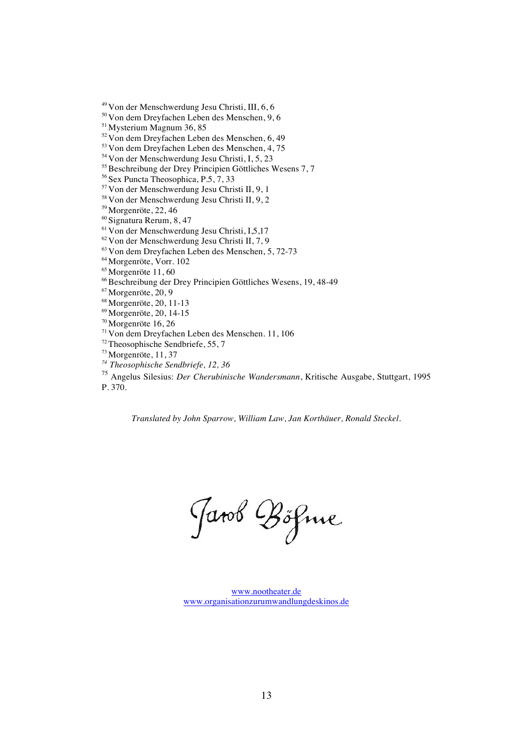[49] Von der Menschwerdung Jesu Christi, III, 6, 6
[50] Von dem Dreyfachen Leben des Menschen, 9, 6
[51] Mysterium Magnum 36, 85
[52] Von dem Dreyfachen Leben des Menschen, 6, 49
[53] Von dem Dreyfachen Leben des Menschen, 4, 75
[54] Von der Menschwerdung Jesu Christi, I, 5, 23
[55] Beschreibung der Drey Principien Göttliches Wesens 7, 7
[56] Sex Puncta Theosophica, P.5, 7, 33
[57] Von der Menschwerdung Jesu Christi II, 9, 1
[58] Von der Menschwerdung Jesu Christi II, 9, 2
[59] Morgenröte, 22, 46
[60] Signatura Rerum, 8, 47
[61] Von der Menschwerdung Jesu Christi, I,5,17
[62] Von der Menschwerdung Jesu Christi II, 7, 9
[63] Von dem Dreyfachen Leben des Menschen, 5, 72-73
[64] Morgenröte, Vorr. 102
[65] Morgenröte 11, 60
[66] Beschreibung der Drey Principien Göttliches Wesens, 19, 48-49
[67] Morgenröte, 20, 9
[68] Morgenröte, 20, 11-13
[69] Morgenröte, 20, 14-15
[70] Morgenröte 16, 26
[71] Von dem Dreyfachen Leben des Menschen. 11, 106
[72] Theosophische Sendbriefe, 55, 7
[73] Morgenröte, 11, 37
[74] *Theosophische Sendbriefe, 12, 36*
[75] Angelus Silesius: *Der Cherubinische Wandersmann*, Kritische Ausgabe, Stuttgart, 1995 P. 370.

*Translated by John Sparrow, William Law, Jan Korthäuer, Ronald Steckel.*

Jacob Böhme

www.nootheater.de
www.organisationzurumwandlungdeskinos.de